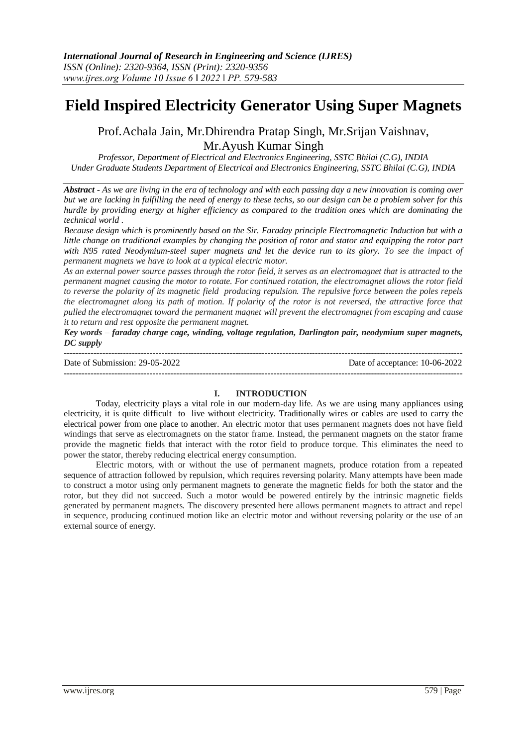# Field Inspired Electricity Generator Using Super Magnets

Prof.Achala Jain, Mr.Dhirendra Pratap Singh, Mr.Srijan Vaishnav, Mr.Ayush Kumar Singh

*Professor, Department of Electrical and Electronics Engineering, SSTC Bhilai (C.G), INDIA*
*Under Graduate Students Department of Electrical and Electronics Engineering, SSTC Bhilai (C.G), INDIA*

***Abstract -*** *As we are living in the era of technology and with each passing day a new innovation is coming over but we are lacking in fulfilling the need of energy to these techs, so our design can be a problem solver for this hurdle by providing energy at higher efficiency as compared to the tradition ones which are dominating the technical world .*

*Because design which is prominently based on the Sir. Faraday principle Electromagnetic Induction but with a little change on traditional examples by changing the position of rotor and stator and equipping the rotor part with N95 rated Neodymium-steel super magnets and let the device run to its glory. To see the impact of permanent magnets we have to look at a typical electric motor.*

*As an external power source passes through the rotor field, it serves as an electromagnet that is attracted to the permanent magnet causing the motor to rotate. For continued rotation, the electromagnet allows the rotor field to reverse the polarity of its magnetic field producing repulsion. The repulsive force between the poles repels the electromagnet along its path of motion. If polarity of the rotor is not reversed, the attractive force that pulled the electromagnet toward the permanent magnet will prevent the electromagnet from escaping and cause it to return and rest opposite the permanent magnet.*

***Key words*** *– faraday charge cage, winding, voltage regulation, Darlington pair, neodymium super magnets, DC supply*

Date of Submission: 29-05-2022 Date of acceptance: 10-06-2022

## I. INTRODUCTION

Today, electricity plays a vital role in our modern-day life. As we are using many appliances using electricity, it is quite difficult to live without electricity. Traditionally wires or cables are used to carry the electrical power from one place to another. An electric motor that uses permanent magnets does not have field windings that serve as electromagnets on the stator frame. Instead, the permanent magnets on the stator frame provide the magnetic fields that interact with the rotor field to produce torque. This eliminates the need to power the stator, thereby reducing electrical energy consumption.

Electric motors, with or without the use of permanent magnets, produce rotation from a repeated sequence of attraction followed by repulsion, which requires reversing polarity. Many attempts have been made to construct a motor using only permanent magnets to generate the magnetic fields for both the stator and the rotor, but they did not succeed. Such a motor would be powered entirely by the intrinsic magnetic fields generated by permanent magnets. The discovery presented here allows permanent magnets to attract and repel in sequence, producing continued motion like an electric motor and without reversing polarity or the use of an external source of energy.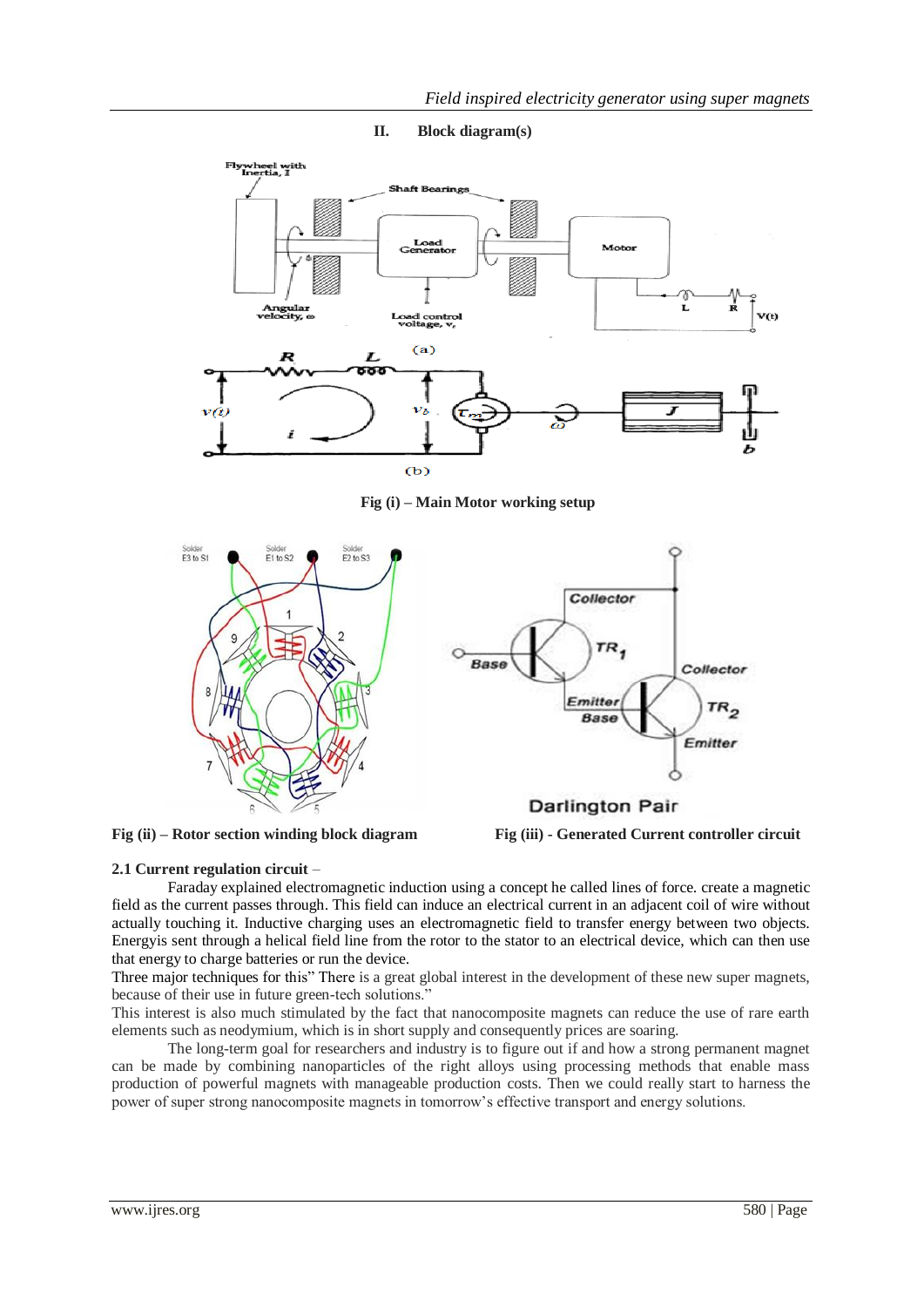## II. Block diagram(s)

Fig (i) – Main Motor working setup

Fig (ii) – Rotor section winding block diagram

Fig (iii) - Generated Current controller circuit

### 2.1 Current regulation circuit –

Faraday explained electromagnetic induction using a concept he called lines of force. create a magnetic field as the current passes through. This field can induce an electrical current in an adjacent coil of wire without actually touching it. Inductive charging uses an electromagnetic field to transfer energy between two objects. Energyis sent through a helical field line from the rotor to the stator to an electrical device, which can then use that energy to charge batteries or run the device.

Three major techniques for this" There is a great global interest in the development of these new super magnets, because of their use in future green-tech solutions."

This interest is also much stimulated by the fact that nanocomposite magnets can reduce the use of rare earth elements such as neodymium, which is in short supply and consequently prices are soaring.

The long-term goal for researchers and industry is to figure out if and how a strong permanent magnet can be made by combining nanoparticles of the right alloys using processing methods that enable mass production of powerful magnets with manageable production costs. Then we could really start to harness the power of super strong nanocomposite magnets in tomorrow's effective transport and energy solutions.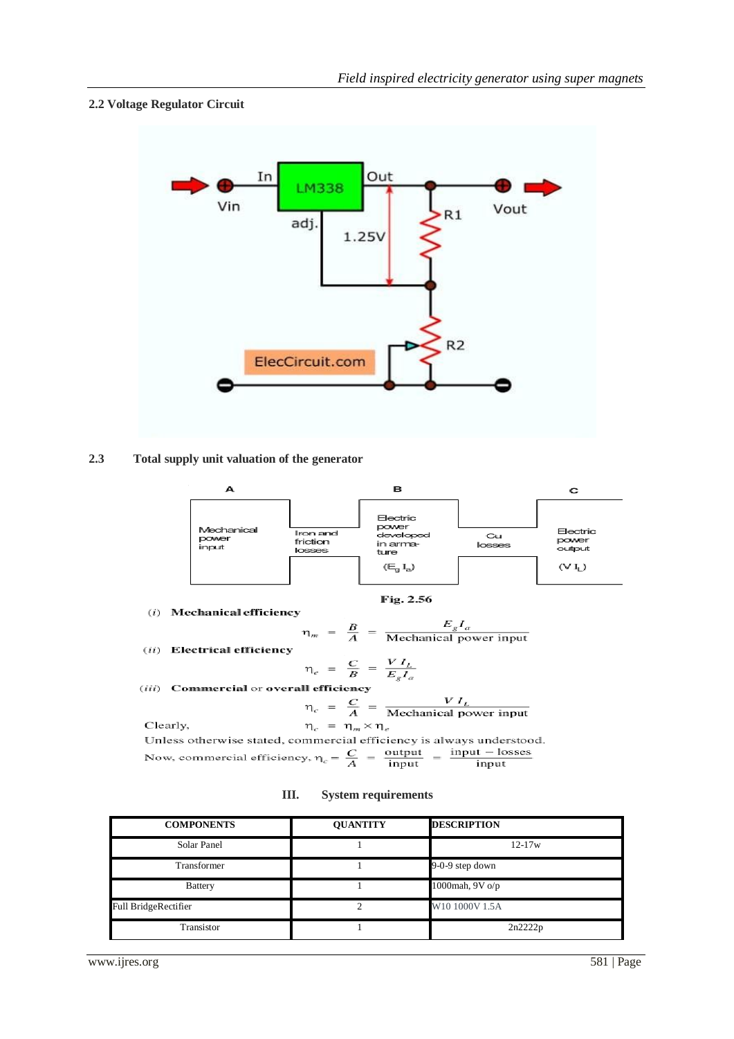### 2.2 Voltage Regulator Circuit

### 2.3 Total supply unit valuation of the generator

Fig. 2.56

(*i*) **Mechanical efficiency**

$$\eta_m = \frac{B}{A} = \frac{E_g I_a}{\text{Mechanical power input}}$$

(*ii*) **Electrical efficiency**

$$\eta_e = \frac{C}{B} = \frac{V I_L}{E_g I_a}$$

(*iii*) **Commercial or overall efficiency**

$$\eta_c = \frac{C}{A} = \frac{V I_L}{\text{Mechanical power input}}$$

Clearly, $\eta_c = \eta_m \times \eta_e$

Unless otherwise stated, commercial efficiency is always understood.

Now, commercial efficiency, $\eta_c = \frac{C}{A} = \frac{\text{output}}{\text{input}} = \frac{\text{input} - \text{losses}}{\text{input}}$

## III. System requirements

| COMPONENTS | QUANTITY | DESCRIPTION |
|---|---|---|
| Solar Panel | 1 | 12-17w |
| Transformer | 1 | 9-0-9 step down |
| Battery | 1 | 1000mah, 9V o/p |
| Full BridgeRectifier | 2 | W10 1000V 1.5A |
| Transistor | 1 | 2n2222p |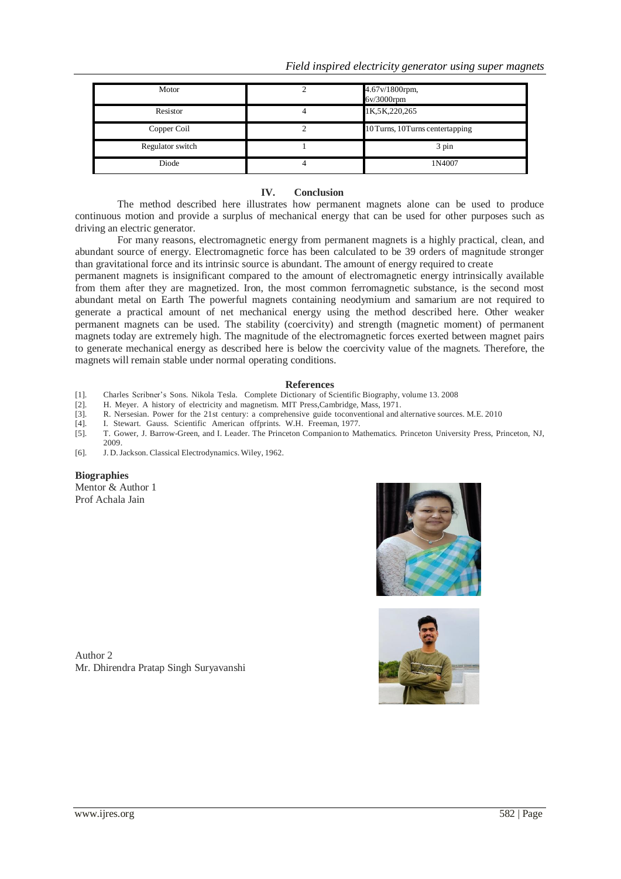| Motor | 2 | 4.67v/1800rpm, 6v/3000rpm |
|---|---|---|
| Resistor | 4 | 1K,5K,220,265 |
| Copper Coil | 2 | 10 Turns, 10Turns centertapping |
| Regulator switch | 1 | 3 pin |
| Diode | 4 | 1N4007 |

## IV. Conclusion

The method described here illustrates how permanent magnets alone can be used to produce continuous motion and provide a surplus of mechanical energy that can be used for other purposes such as driving an electric generator.

For many reasons, electromagnetic energy from permanent magnets is a highly practical, clean, and abundant source of energy. Electromagnetic force has been calculated to be 39 orders of magnitude stronger than gravitational force and its intrinsic source is abundant. The amount of energy required to create permanent magnets is insignificant compared to the amount of electromagnetic energy intrinsically available from them after they are magnetized. Iron, the most common ferromagnetic substance, is the second most abundant metal on Earth The powerful magnets containing neodymium and samarium are not required to generate a practical amount of net mechanical energy using the method described here. Other weaker permanent magnets can be used. The stability (coercivity) and strength (magnetic moment) of permanent magnets today are extremely high. The magnitude of the electromagnetic forces exerted between magnet pairs to generate mechanical energy as described here is below the coercivity value of the magnets. Therefore, the magnets will remain stable under normal operating conditions.

## References

[1]. Charles Scribner's Sons. Nikola Tesla. Complete Dictionary of Scientific Biography, volume 13. 2008

[2]. H. Meyer. A history of electricity and magnetism. MIT Press,Cambridge, Mass, 1971.

[3]. R. Nersesian. Power for the 21st century: a comprehensive guide toconventional and alternative sources. M.E. 2010

[4]. I. Stewart. Gauss. Scientific American offprints. W.H. Freeman, 1977.

[5]. T. Gower, J. Barrow-Green, and I. Leader. The Princeton Companion to Mathematics. Princeton University Press, Princeton, NJ, 2009.

[6]. J. D. Jackson. Classical Electrodynamics. Wiley, 1962.

**Biographies**

Mentor & Author 1
Prof Achala Jain

Author 2
Mr. Dhirendra Pratap Singh Suryavanshi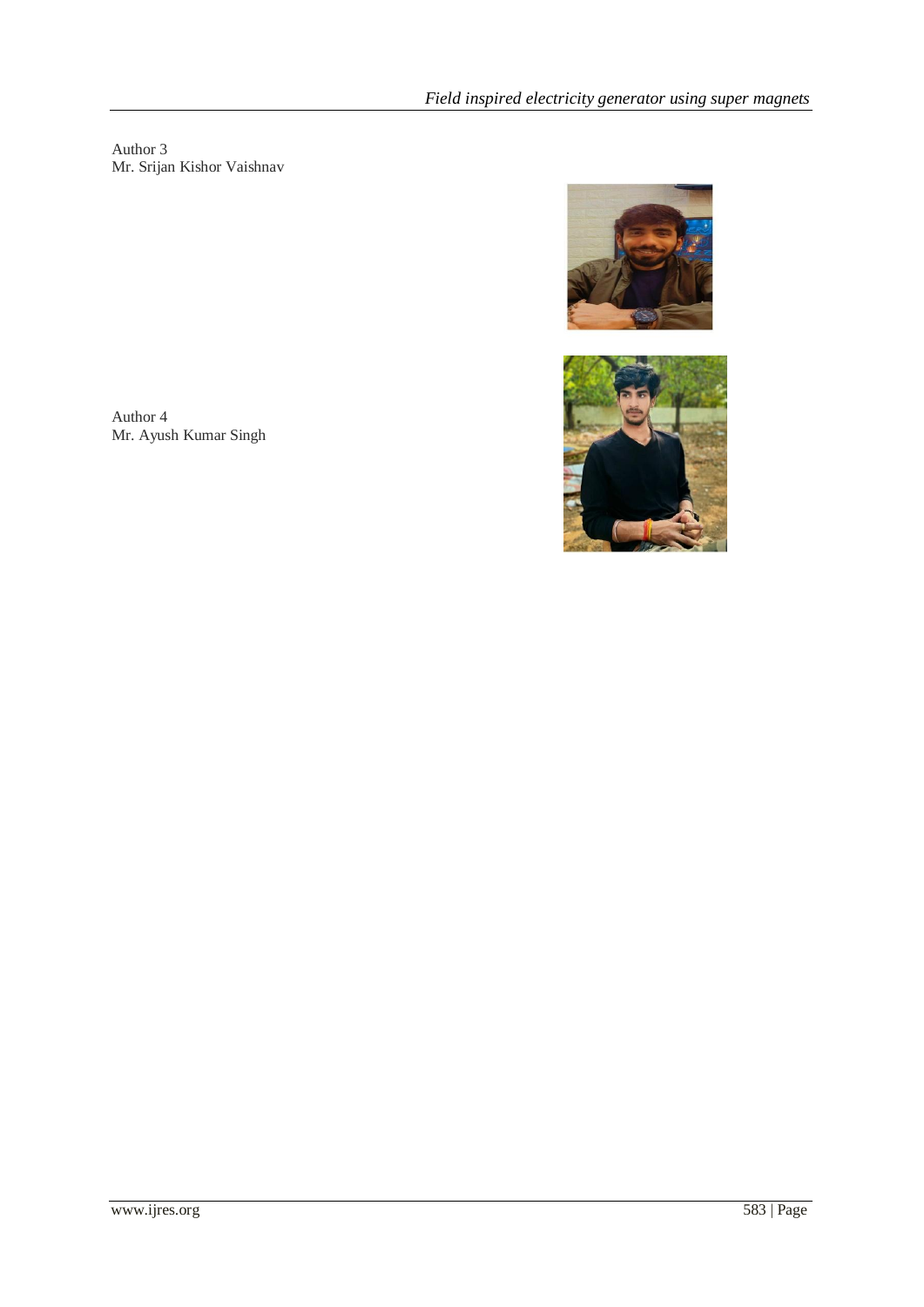Author 3
Mr. Srijan Kishor Vaishnav

Author 4
Mr. Ayush Kumar Singh